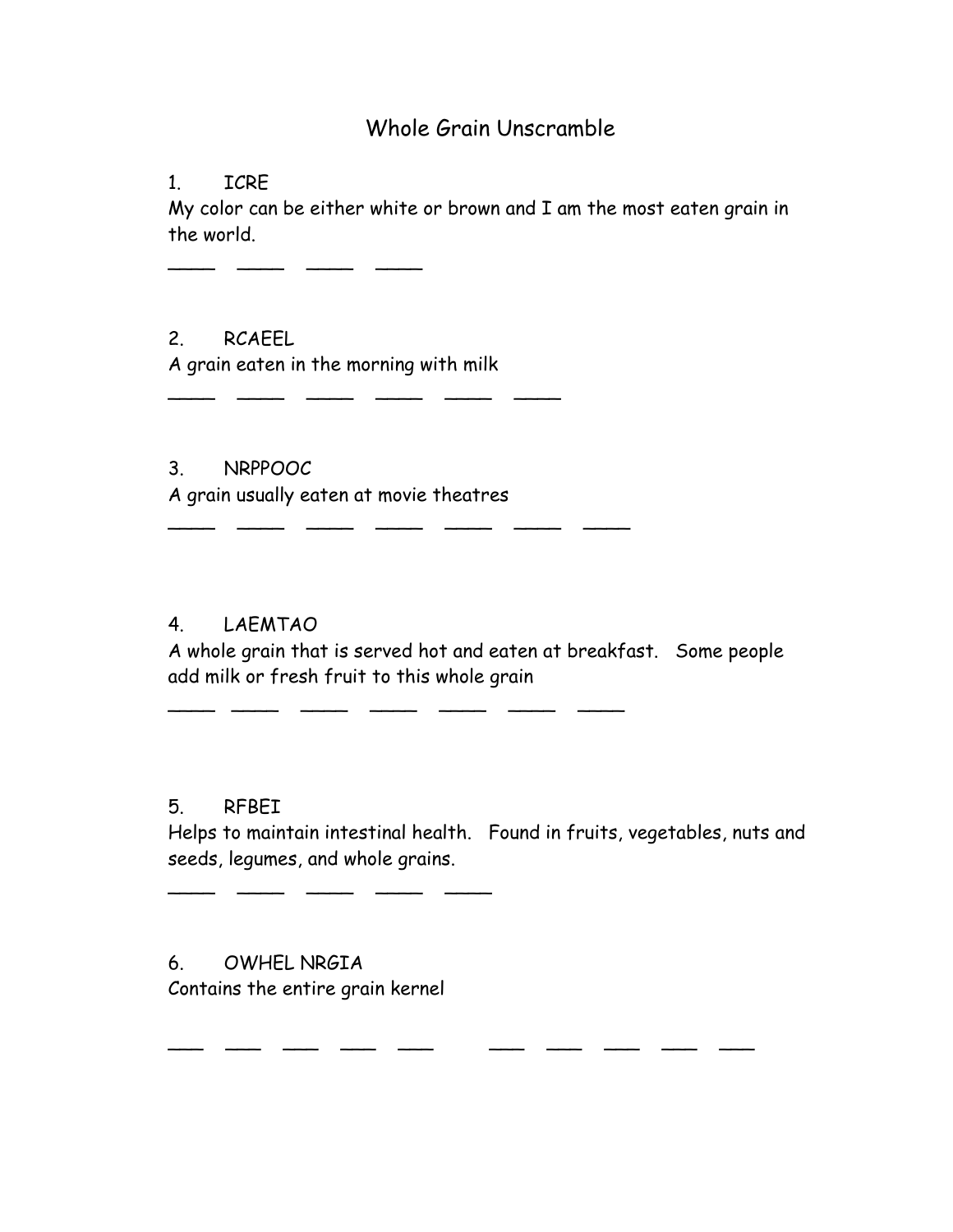# Whole Grain Unscramble

1. ICRE

My color can be either white or brown and I am the most eaten grain in the world.

____ ____ ____ ____

2. RCAEEL

A grain eaten in the morning with milk

____ ____ ____ ____ ____ ____

3. NRPPOOC

A grain usually eaten at movie theatres

____ ____ ____ ____ ____ ____ ____

4. LAEMTAO

A whole grain that is served hot and eaten at breakfast. Some people add milk or fresh fruit to this whole grain

____ ____ ____ ____ ____ ____ ____

5. RFBEI

Helps to maintain intestinal health. Found in fruits, vegetables, nuts and seeds, legumes, and whole grains.

____ ____ ____ ____ ____

6. OWHEL NRGIA

Contains the entire grain kernel

___ ___ ___ ___ ___    ___ ___ ___ ___ ___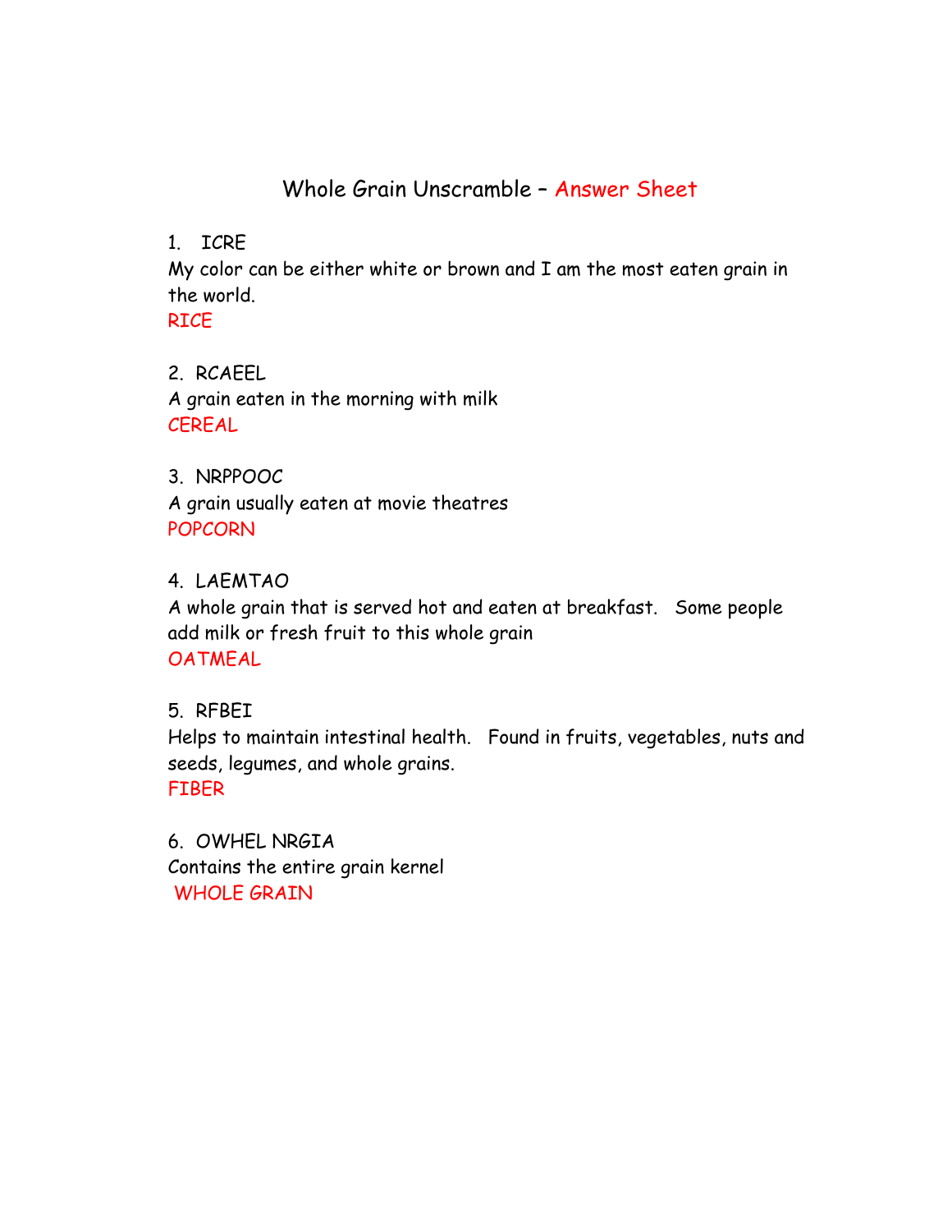# Whole Grain Unscramble – Answer Sheet

1. ICRE
My color can be either white or brown and I am the most eaten grain in the world.
RICE

2. RCAEEL
A grain eaten in the morning with milk
CEREAL

3. NRPPOOC
A grain usually eaten at movie theatres
POPCORN

4. LAEMTAO
A whole grain that is served hot and eaten at breakfast. Some people add milk or fresh fruit to this whole grain
OATMEAL

5. RFBEI
Helps to maintain intestinal health. Found in fruits, vegetables, nuts and seeds, legumes, and whole grains.
FIBER

6. OWHEL NRGIA
Contains the entire grain kernel
WHOLE GRAIN